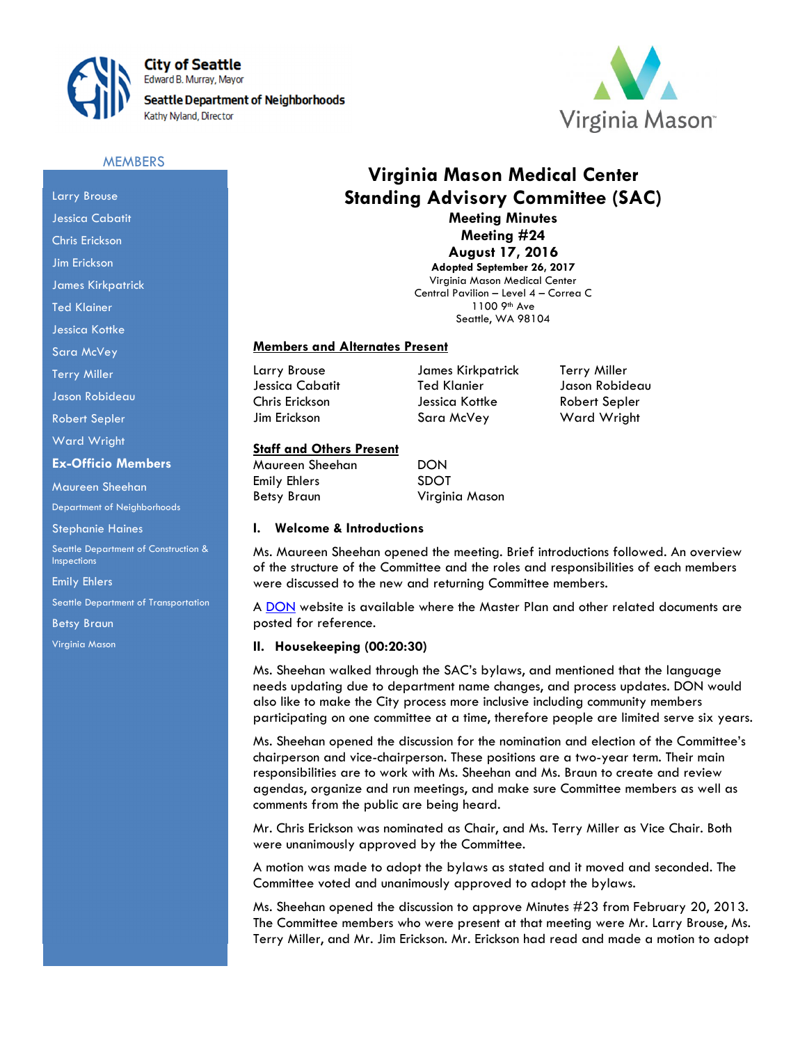City of Seattle
Edward B. Murray, Mayor
Seattle Department of Neighborhoods
Kathy Nyland, Director

Virginia Mason

# Virginia Mason Medical Center Standing Advisory Committee (SAC)

**Meeting Minutes**
**Meeting #24**
**August 17, 2016**
**Adopted September 26, 2017**
Virginia Mason Medical Center
Central Pavilion – Level 4 – Correa C
1100 9th Ave
Seattle, WA 98104

## MEMBERS

- Larry Brouse
- Jessica Cabatit
- Chris Erickson
- Jim Erickson
- James Kirkpatrick
- Ted Klainer
- Jessica Kottke
- Sara McVey
- Terry Miller
- Jason Robideau
- Robert Sepler
- Ward Wright

**Ex-Officio Members**

- Maureen Sheehan, Department of Neighborhoods
- Stephanie Haines, Seattle Department of Construction & Inspections
- Emily Ehlers, Seattle Department of Transportation
- Betsy Braun, Virginia Mason

### Members and Alternates Present

| | | |
|---|---|---|
| Larry Brouse | James Kirkpatrick | Terry Miller |
| Jessica Cabatit | Ted Klanier | Jason Robideau |
| Chris Erickson | Jessica Kottke | Robert Sepler |
| Jim Erickson | Sara McVey | Ward Wright |

### Staff and Others Present

| | |
|---|---|
| Maureen Sheehan | DON |
| Emily Ehlers | SDOT |
| Betsy Braun | Virginia Mason |

### I. Welcome & Introductions

Ms. Maureen Sheehan opened the meeting. Brief introductions followed. An overview of the structure of the Committee and the roles and responsibilities of each members were discussed to the new and returning Committee members.

A DON website is available where the Master Plan and other related documents are posted for reference.

### II. Housekeeping (00:20:30)

Ms. Sheehan walked through the SAC's bylaws, and mentioned that the language needs updating due to department name changes, and process updates. DON would also like to make the City process more inclusive including community members participating on one committee at a time, therefore people are limited serve six years.

Ms. Sheehan opened the discussion for the nomination and election of the Committee's chairperson and vice-chairperson. These positions are a two-year term. Their main responsibilities are to work with Ms. Sheehan and Ms. Braun to create and review agendas, organize and run meetings, and make sure Committee members as well as comments from the public are being heard.

Mr. Chris Erickson was nominated as Chair, and Ms. Terry Miller as Vice Chair. Both were unanimously approved by the Committee.

A motion was made to adopt the bylaws as stated and it moved and seconded. The Committee voted and unanimously approved to adopt the bylaws.

Ms. Sheehan opened the discussion to approve Minutes #23 from February 20, 2013. The Committee members who were present at that meeting were Mr. Larry Brouse, Ms. Terry Miller, and Mr. Jim Erickson. Mr. Erickson had read and made a motion to adopt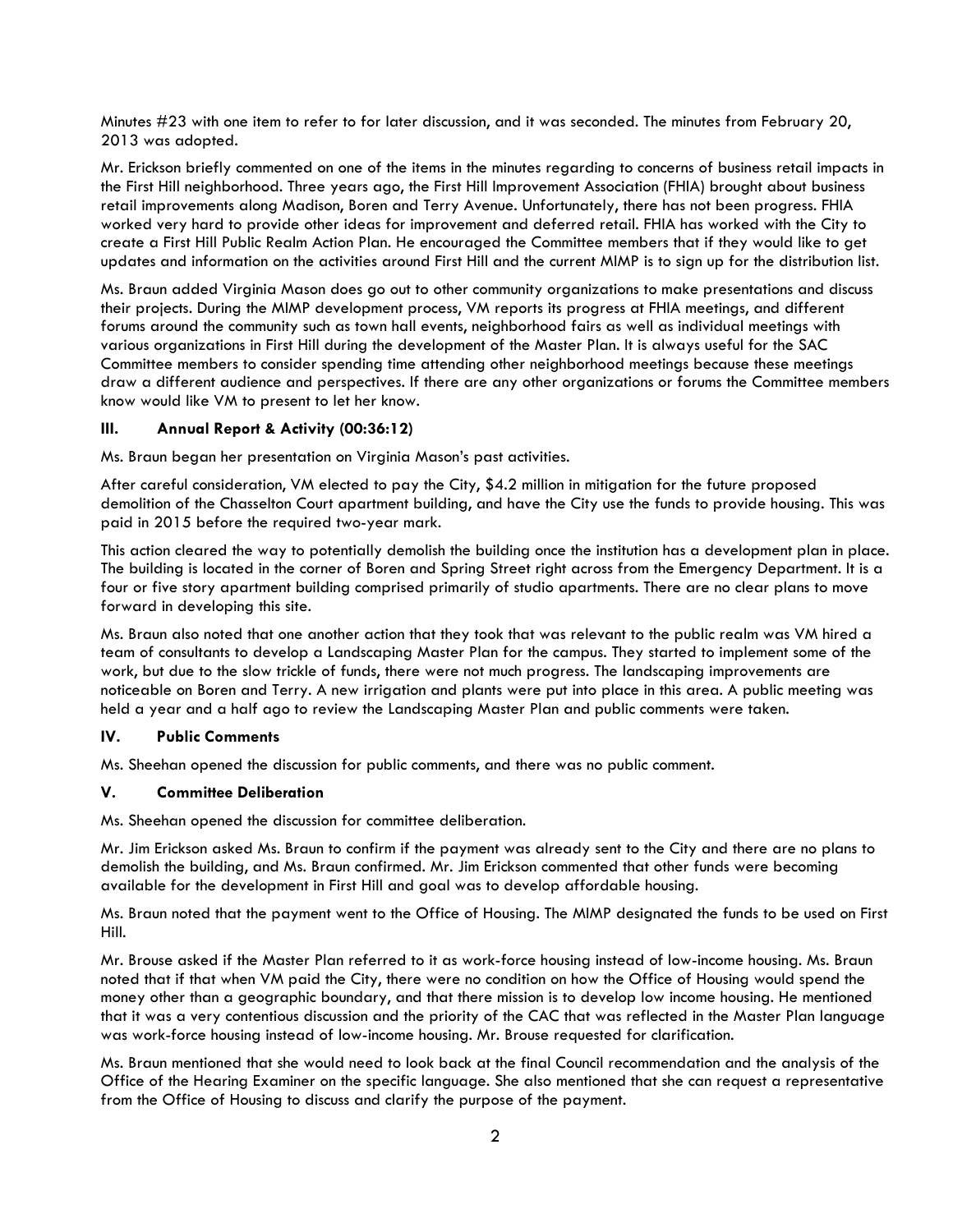Minutes #23 with one item to refer to for later discussion, and it was seconded. The minutes from February 20, 2013 was adopted.

Mr. Erickson briefly commented on one of the items in the minutes regarding to concerns of business retail impacts in the First Hill neighborhood. Three years ago, the First Hill Improvement Association (FHIA) brought about business retail improvements along Madison, Boren and Terry Avenue. Unfortunately, there has not been progress. FHIA worked very hard to provide other ideas for improvement and deferred retail. FHIA has worked with the City to create a First Hill Public Realm Action Plan. He encouraged the Committee members that if they would like to get updates and information on the activities around First Hill and the current MIMP is to sign up for the distribution list.

Ms. Braun added Virginia Mason does go out to other community organizations to make presentations and discuss their projects. During the MIMP development process, VM reports its progress at FHIA meetings, and different forums around the community such as town hall events, neighborhood fairs as well as individual meetings with various organizations in First Hill during the development of the Master Plan. It is always useful for the SAC Committee members to consider spending time attending other neighborhood meetings because these meetings draw a different audience and perspectives. If there are any other organizations or forums the Committee members know would like VM to present to let her know.

### III. Annual Report & Activity (00:36:12)

Ms. Braun began her presentation on Virginia Mason's past activities.

After careful consideration, VM elected to pay the City, $4.2 million in mitigation for the future proposed demolition of the Chasselton Court apartment building, and have the City use the funds to provide housing. This was paid in 2015 before the required two-year mark.

This action cleared the way to potentially demolish the building once the institution has a development plan in place. The building is located in the corner of Boren and Spring Street right across from the Emergency Department. It is a four or five story apartment building comprised primarily of studio apartments. There are no clear plans to move forward in developing this site.

Ms. Braun also noted that one another action that they took that was relevant to the public realm was VM hired a team of consultants to develop a Landscaping Master Plan for the campus. They started to implement some of the work, but due to the slow trickle of funds, there were not much progress. The landscaping improvements are noticeable on Boren and Terry. A new irrigation and plants were put into place in this area. A public meeting was held a year and a half ago to review the Landscaping Master Plan and public comments were taken.

### IV. Public Comments

Ms. Sheehan opened the discussion for public comments, and there was no public comment.

### V. Committee Deliberation

Ms. Sheehan opened the discussion for committee deliberation.

Mr. Jim Erickson asked Ms. Braun to confirm if the payment was already sent to the City and there are no plans to demolish the building, and Ms. Braun confirmed. Mr. Jim Erickson commented that other funds were becoming available for the development in First Hill and goal was to develop affordable housing.

Ms. Braun noted that the payment went to the Office of Housing. The MIMP designated the funds to be used on First Hill.

Mr. Brouse asked if the Master Plan referred to it as work-force housing instead of low-income housing. Ms. Braun noted that if that when VM paid the City, there were no condition on how the Office of Housing would spend the money other than a geographic boundary, and that there mission is to develop low income housing. He mentioned that it was a very contentious discussion and the priority of the CAC that was reflected in the Master Plan language was work-force housing instead of low-income housing. Mr. Brouse requested for clarification.

Ms. Braun mentioned that she would need to look back at the final Council recommendation and the analysis of the Office of the Hearing Examiner on the specific language. She also mentioned that she can request a representative from the Office of Housing to discuss and clarify the purpose of the payment.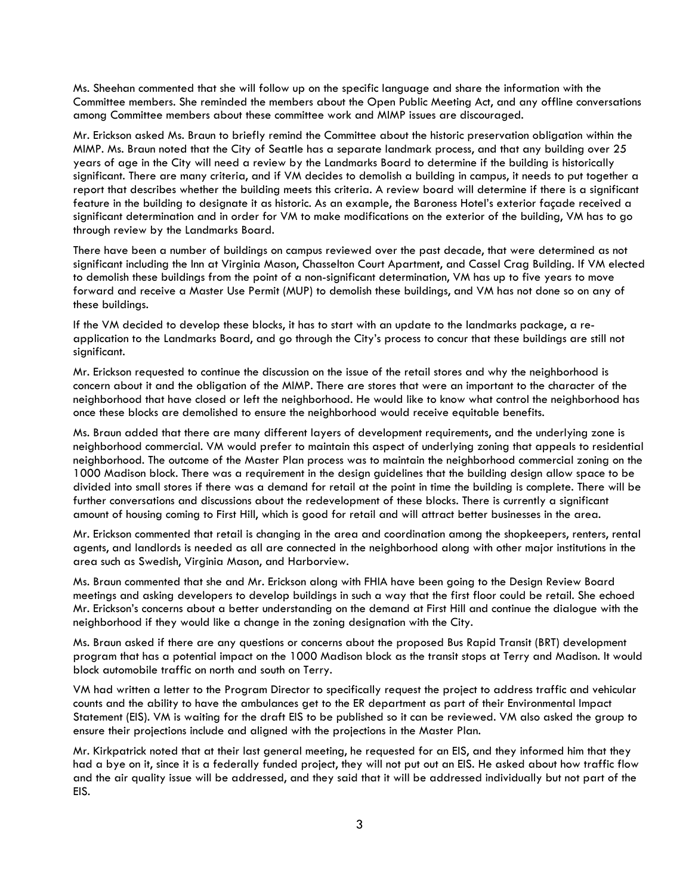Ms. Sheehan commented that she will follow up on the specific language and share the information with the Committee members. She reminded the members about the Open Public Meeting Act, and any offline conversations among Committee members about these committee work and MIMP issues are discouraged.

Mr. Erickson asked Ms. Braun to briefly remind the Committee about the historic preservation obligation within the MIMP. Ms. Braun noted that the City of Seattle has a separate landmark process, and that any building over 25 years of age in the City will need a review by the Landmarks Board to determine if the building is historically significant. There are many criteria, and if VM decides to demolish a building in campus, it needs to put together a report that describes whether the building meets this criteria. A review board will determine if there is a significant feature in the building to designate it as historic. As an example, the Baroness Hotel's exterior façade received a significant determination and in order for VM to make modifications on the exterior of the building, VM has to go through review by the Landmarks Board.

There have been a number of buildings on campus reviewed over the past decade, that were determined as not significant including the Inn at Virginia Mason, Chasselton Court Apartment, and Cassel Crag Building. If VM elected to demolish these buildings from the point of a non-significant determination, VM has up to five years to move forward and receive a Master Use Permit (MUP) to demolish these buildings, and VM has not done so on any of these buildings.

If the VM decided to develop these blocks, it has to start with an update to the landmarks package, a re-application to the Landmarks Board, and go through the City's process to concur that these buildings are still not significant.

Mr. Erickson requested to continue the discussion on the issue of the retail stores and why the neighborhood is concern about it and the obligation of the MIMP. There are stores that were an important to the character of the neighborhood that have closed or left the neighborhood. He would like to know what control the neighborhood has once these blocks are demolished to ensure the neighborhood would receive equitable benefits.

Ms. Braun added that there are many different layers of development requirements, and the underlying zone is neighborhood commercial. VM would prefer to maintain this aspect of underlying zoning that appeals to residential neighborhood. The outcome of the Master Plan process was to maintain the neighborhood commercial zoning on the 1000 Madison block. There was a requirement in the design guidelines that the building design allow space to be divided into small stores if there was a demand for retail at the point in time the building is complete. There will be further conversations and discussions about the redevelopment of these blocks. There is currently a significant amount of housing coming to First Hill, which is good for retail and will attract better businesses in the area.

Mr. Erickson commented that retail is changing in the area and coordination among the shopkeepers, renters, rental agents, and landlords is needed as all are connected in the neighborhood along with other major institutions in the area such as Swedish, Virginia Mason, and Harborview.

Ms. Braun commented that she and Mr. Erickson along with FHIA have been going to the Design Review Board meetings and asking developers to develop buildings in such a way that the first floor could be retail. She echoed Mr. Erickson's concerns about a better understanding on the demand at First Hill and continue the dialogue with the neighborhood if they would like a change in the zoning designation with the City.

Ms. Braun asked if there are any questions or concerns about the proposed Bus Rapid Transit (BRT) development program that has a potential impact on the 1000 Madison block as the transit stops at Terry and Madison. It would block automobile traffic on north and south on Terry.

VM had written a letter to the Program Director to specifically request the project to address traffic and vehicular counts and the ability to have the ambulances get to the ER department as part of their Environmental Impact Statement (EIS). VM is waiting for the draft EIS to be published so it can be reviewed. VM also asked the group to ensure their projections include and aligned with the projections in the Master Plan.

Mr. Kirkpatrick noted that at their last general meeting, he requested for an EIS, and they informed him that they had a bye on it, since it is a federally funded project, they will not put out an EIS. He asked about how traffic flow and the air quality issue will be addressed, and they said that it will be addressed individually but not part of the EIS.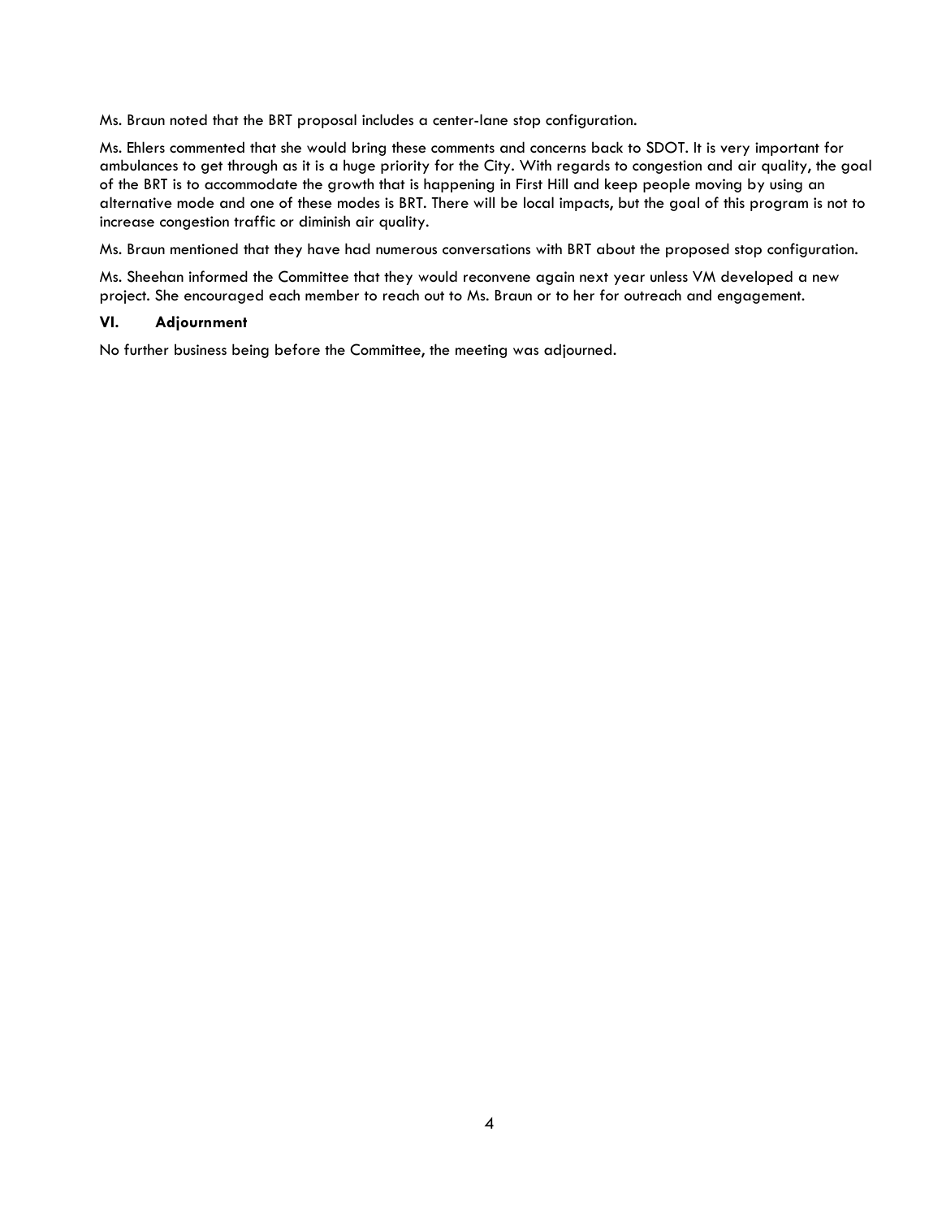Ms. Braun noted that the BRT proposal includes a center-lane stop configuration.

Ms. Ehlers commented that she would bring these comments and concerns back to SDOT. It is very important for ambulances to get through as it is a huge priority for the City. With regards to congestion and air quality, the goal of the BRT is to accommodate the growth that is happening in First Hill and keep people moving by using an alternative mode and one of these modes is BRT. There will be local impacts, but the goal of this program is not to increase congestion traffic or diminish air quality.

Ms. Braun mentioned that they have had numerous conversations with BRT about the proposed stop configuration.

Ms. Sheehan informed the Committee that they would reconvene again next year unless VM developed a new project. She encouraged each member to reach out to Ms. Braun or to her for outreach and engagement.

### VI. Adjournment

No further business being before the Committee, the meeting was adjourned.